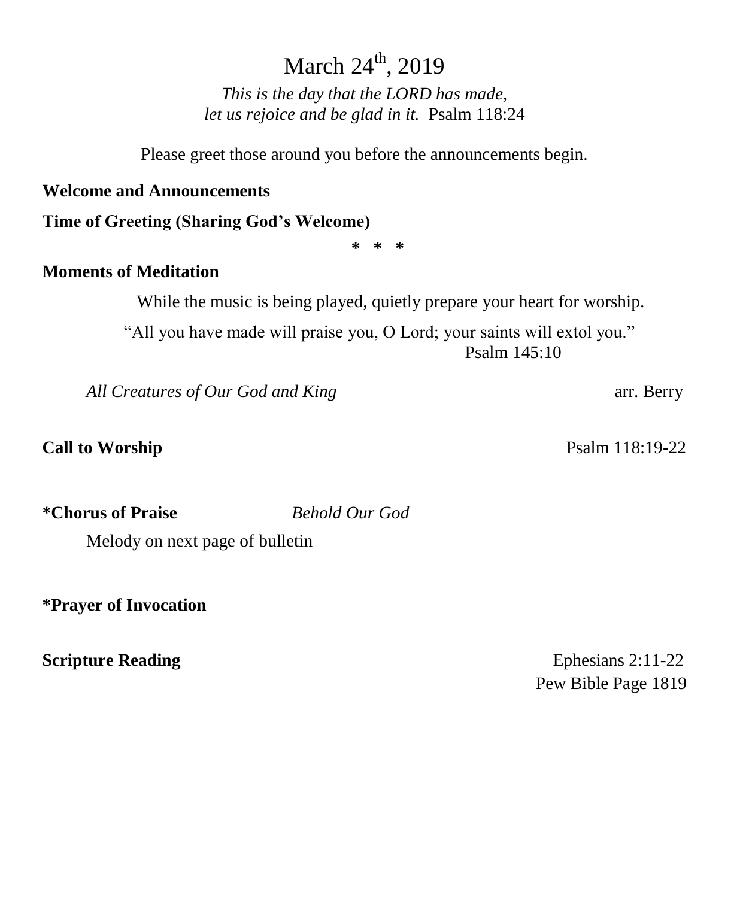# March 24th, 2019

*This is the day that the LORD has made,*
*let us rejoice and be glad in it.* Psalm 118:24

Please greet those around you before the announcements begin.

**Welcome and Announcements**

**Time of Greeting (Sharing God's Welcome)**

\* \* \*

**Moments of Meditation**

While the music is being played, quietly prepare your heart for worship.

"All you have made will praise you, O Lord; your saints will extol you."
Psalm 145:10

*All Creatures of Our God and King* arr. Berry

**Call to Worship** Psalm 118:19-22

**\*Chorus of Praise** *Behold Our God*

Melody on next page of bulletin

**\*Prayer of Invocation**

**Scripture Reading** Ephesians 2:11-22
Pew Bible Page 1819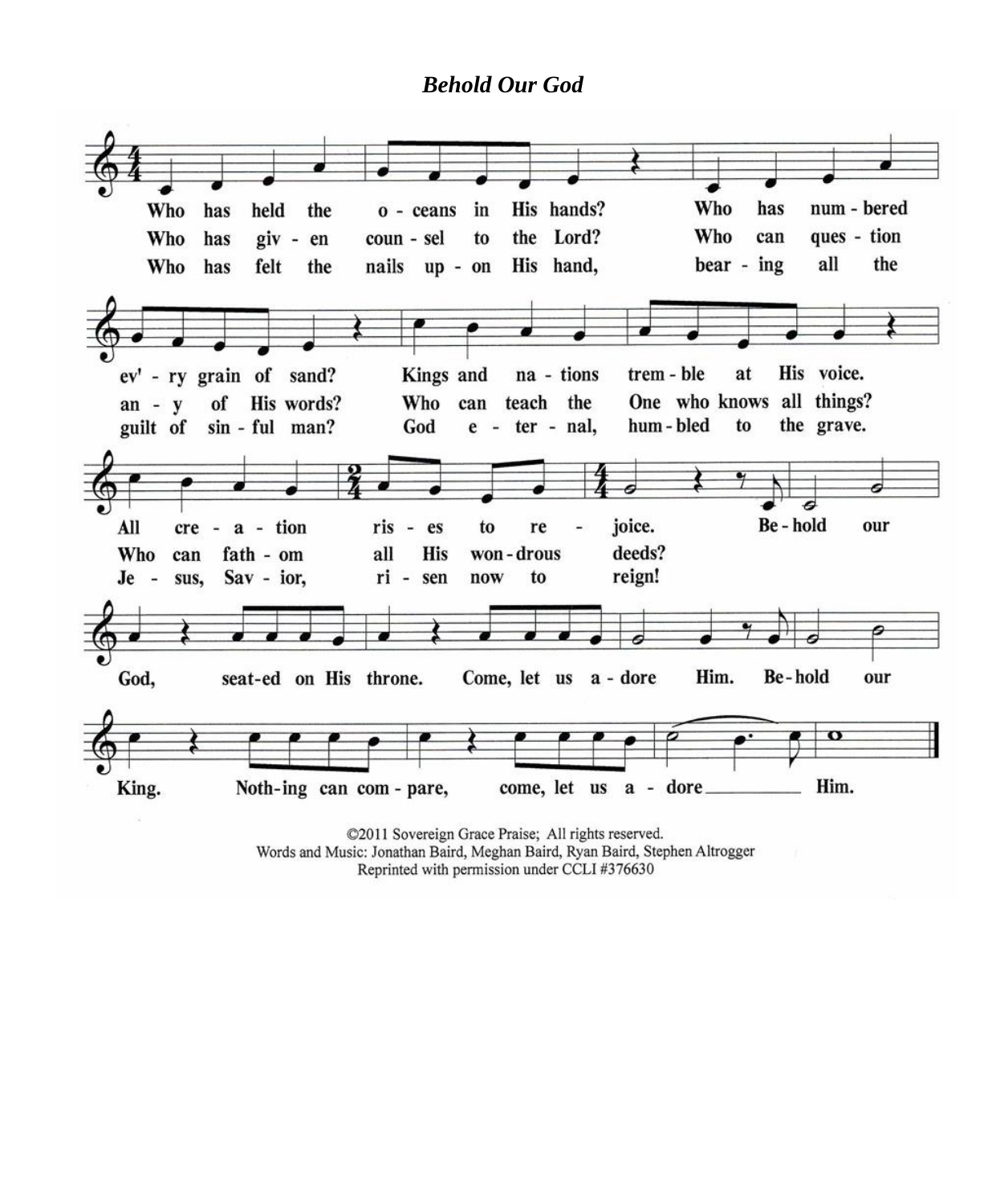# *Behold Our God*

Who has held the o - ceans in His hands? Who has num - bered ev' - ry grain of sand? Kings and na - tions trem - ble at His voice. All cre - a - tion ris - es to re - joice.

Who has giv - en coun - sel to the Lord? Who can ques - tion an - y of His words? Who can teach the One who knows all things? Who can fath - om all His won - drous deeds?

Who has felt the nails up - on His hand, bear - ing all the guilt of sin - ful man? God e - ter - nal, hum - bled to the grave. Je - sus, Sav - ior, ri - sen now to reign!

Be - hold our God, seat - ed on His throne. Come, let us a - dore Him. Be - hold our King. Noth - ing can com - pare, come, let us a - dore Him.

©2011 Sovereign Grace Praise; All rights reserved.
Words and Music: Jonathan Baird, Meghan Baird, Ryan Baird, Stephen Altrogger
Reprinted with permission under CCLI #376630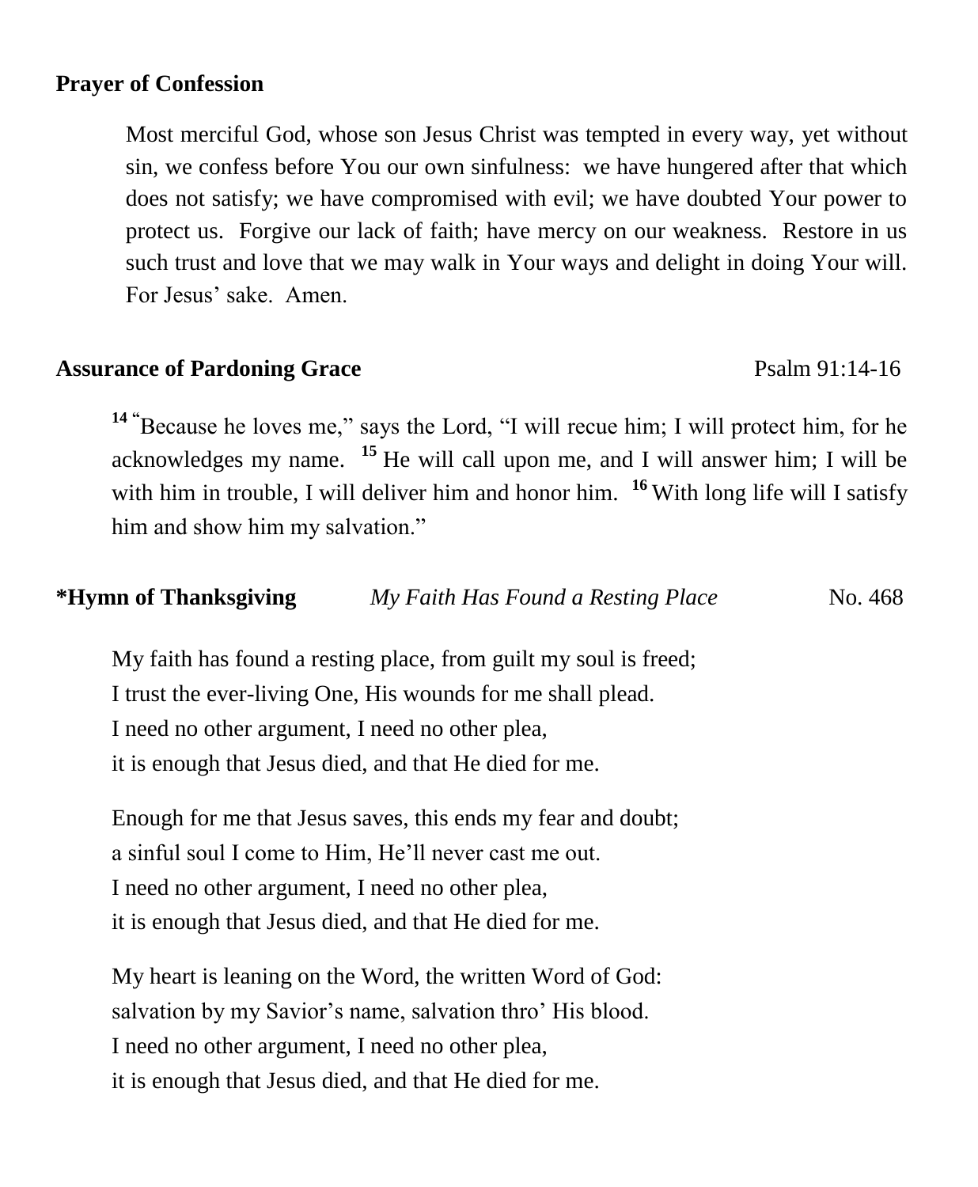**Prayer of Confession**

Most merciful God, whose son Jesus Christ was tempted in every way, yet without sin, we confess before You our own sinfulness: we have hungered after that which does not satisfy; we have compromised with evil; we have doubted Your power to protect us. Forgive our lack of faith; have mercy on our weakness. Restore in us such trust and love that we may walk in Your ways and delight in doing Your will. For Jesus' sake. Amen.

**Assurance of Pardoning Grace** Psalm 91:14-16

[14] "Because he loves me," says the Lord, "I will recue him; I will protect him, for he acknowledges my name. [15] He will call upon me, and I will answer him; I will be with him in trouble, I will deliver him and honor him. [16] With long life will I satisfy him and show him my salvation."

**\*Hymn of Thanksgiving** *My Faith Has Found a Resting Place* No. 468

My faith has found a resting place, from guilt my soul is freed;
I trust the ever-living One, His wounds for me shall plead.
I need no other argument, I need no other plea,
it is enough that Jesus died, and that He died for me.

Enough for me that Jesus saves, this ends my fear and doubt;
a sinful soul I come to Him, He'll never cast me out.
I need no other argument, I need no other plea,
it is enough that Jesus died, and that He died for me.

My heart is leaning on the Word, the written Word of God:
salvation by my Savior's name, salvation thro' His blood.
I need no other argument, I need no other plea,
it is enough that Jesus died, and that He died for me.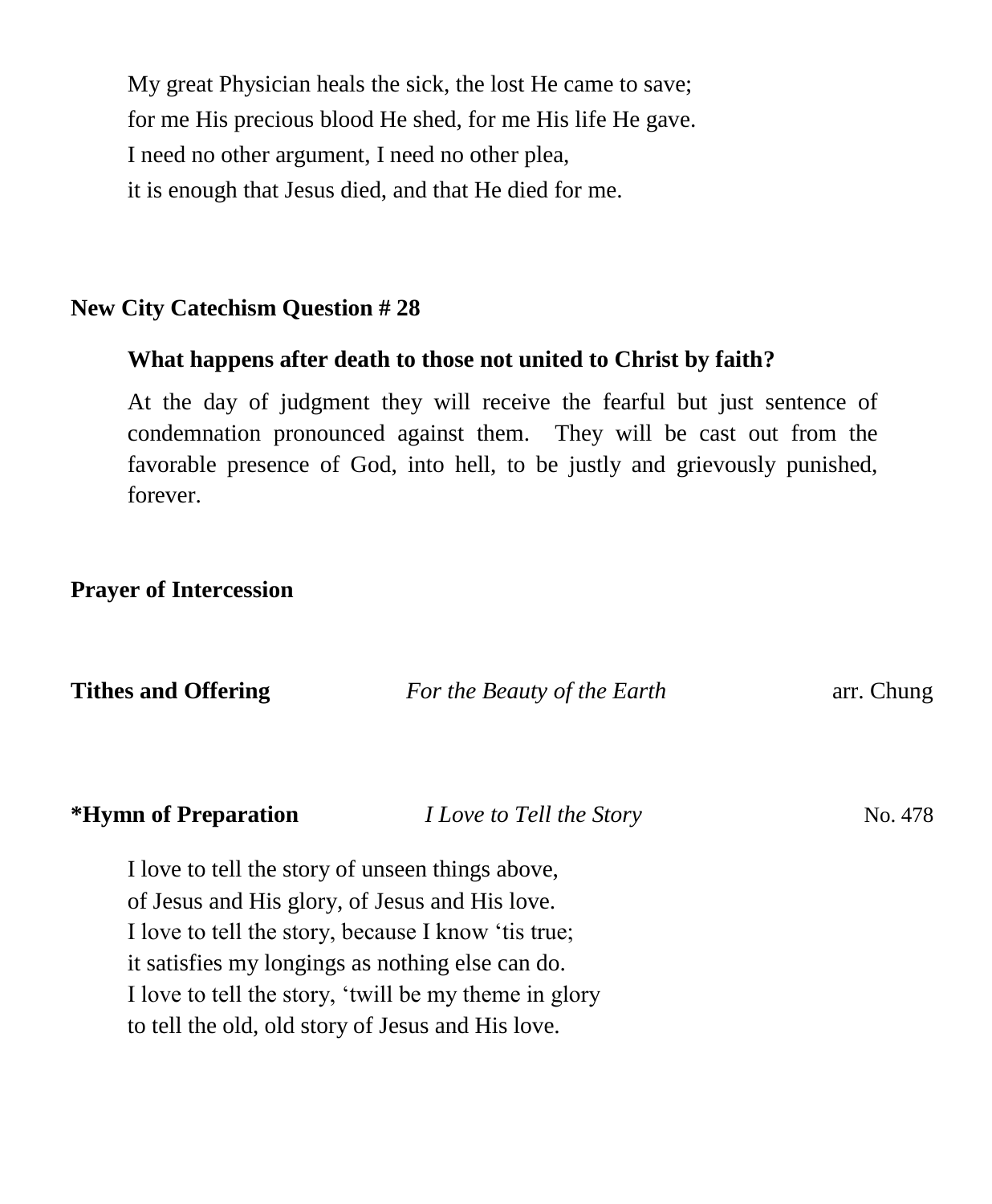My great Physician heals the sick, the lost He came to save;
for me His precious blood He shed, for me His life He gave.
I need no other argument, I need no other plea,
it is enough that Jesus died, and that He died for me.

**New City Catechism Question # 28**

**What happens after death to those not united to Christ by faith?**

At the day of judgment they will receive the fearful but just sentence of condemnation pronounced against them. They will be cast out from the favorable presence of God, into hell, to be justly and grievously punished, forever.

**Prayer of Intercession**

**Tithes and Offering** *For the Beauty of the Earth* arr. Chung

**\*Hymn of Preparation** *I Love to Tell the Story* No. 478

I love to tell the story of unseen things above,
of Jesus and His glory, of Jesus and His love.
I love to tell the story, because I know 'tis true;
it satisfies my longings as nothing else can do.
I love to tell the story, 'twill be my theme in glory
to tell the old, old story of Jesus and His love.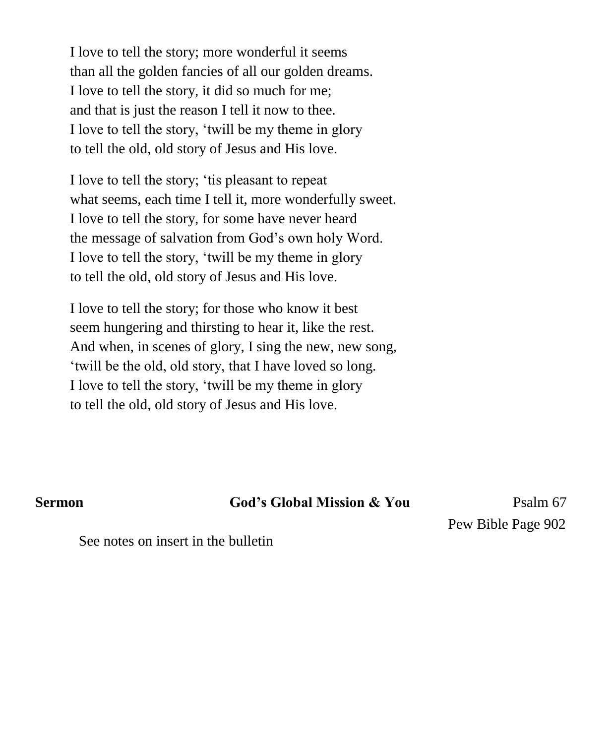I love to tell the story; more wonderful it seems
than all the golden fancies of all our golden dreams.
I love to tell the story, it did so much for me;
and that is just the reason I tell it now to thee.
I love to tell the story, 'twill be my theme in glory
to tell the old, old story of Jesus and His love.

I love to tell the story; 'tis pleasant to repeat
what seems, each time I tell it, more wonderfully sweet.
I love to tell the story, for some have never heard
the message of salvation from God's own holy Word.
I love to tell the story, 'twill be my theme in glory
to tell the old, old story of Jesus and His love.

I love to tell the story; for those who know it best
seem hungering and thirsting to hear it, like the rest.
And when, in scenes of glory, I sing the new, new song,
'twill be the old, old story, that I have loved so long.
I love to tell the story, 'twill be my theme in glory
to tell the old, old story of Jesus and His love.

**Sermon** **God's Global Mission & You** Psalm 67

Pew Bible Page 902

See notes on insert in the bulletin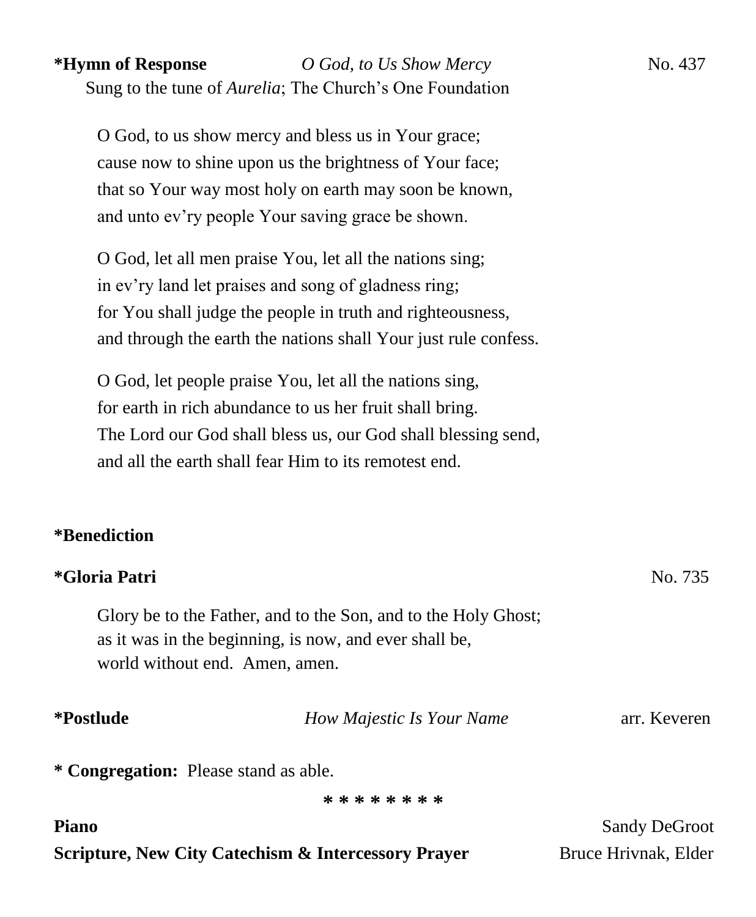**\*Hymn of Response** *O God, to Us Show Mercy* No. 437

Sung to the tune of *Aurelia*; The Church's One Foundation

O God, to us show mercy and bless us in Your grace;
cause now to shine upon us the brightness of Your face;
that so Your way most holy on earth may soon be known,
and unto ev'ry people Your saving grace be shown.

O God, let all men praise You, let all the nations sing;
in ev'ry land let praises and song of gladness ring;
for You shall judge the people in truth and righteousness,
and through the earth the nations shall Your just rule confess.

O God, let people praise You, let all the nations sing,
for earth in rich abundance to us her fruit shall bring.
The Lord our God shall bless us, our God shall blessing send,
and all the earth shall fear Him to its remotest end.

**\*Benediction**

**\*Gloria Patri** No. 735

Glory be to the Father, and to the Son, and to the Holy Ghost;
as it was in the beginning, is now, and ever shall be,
world without end. Amen, amen.

**\*Postlude** *How Majestic Is Your Name* arr. Keveren

**\* Congregation:** Please stand as able.

\* \* \* \* \* \* \* \*

**Piano** Sandy DeGroot

**Scripture, New City Catechism & Intercessory Prayer** Bruce Hrivnak, Elder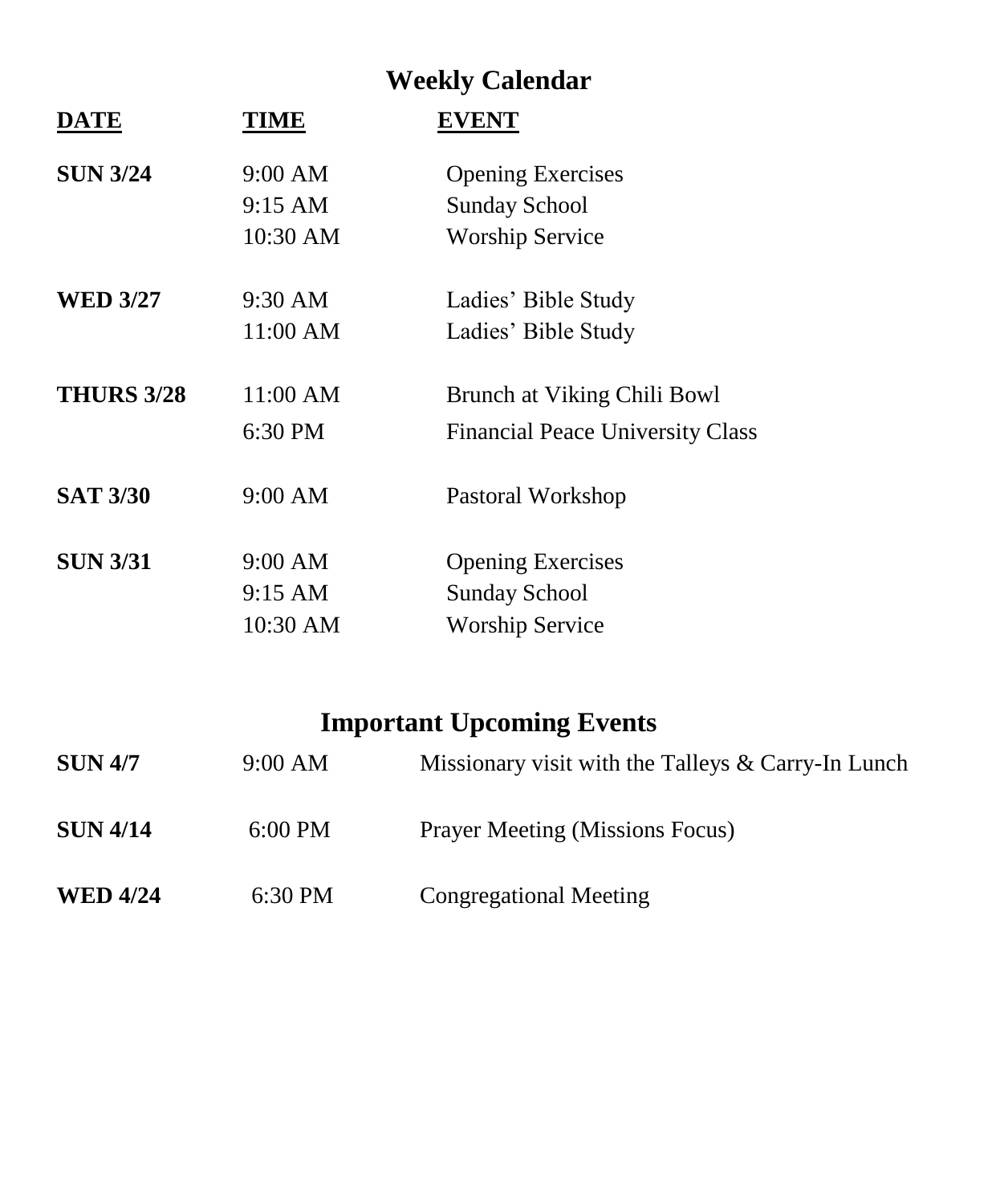# Weekly Calendar

| DATE | TIME | EVENT |
| --- | --- | --- |
| **SUN 3/24** | 9:00 AM | Opening Exercises |
| | 9:15 AM | Sunday School |
| | 10:30 AM | Worship Service |
| **WED 3/27** | 9:30 AM | Ladies' Bible Study |
| | 11:00 AM | Ladies' Bible Study |
| **THURS 3/28** | 11:00 AM | Brunch at Viking Chili Bowl |
| | 6:30 PM | Financial Peace University Class |
| **SAT 3/30** | 9:00 AM | Pastoral Workshop |
| **SUN 3/31** | 9:00 AM | Opening Exercises |
| | 9:15 AM | Sunday School |
| | 10:30 AM | Worship Service |

# Important Upcoming Events

| | | |
| --- | --- | --- |
| **SUN 4/7** | 9:00 AM | Missionary visit with the Talleys & Carry-In Lunch |
| **SUN 4/14** | 6:00 PM | Prayer Meeting (Missions Focus) |
| **WED 4/24** | 6:30 PM | Congregational Meeting |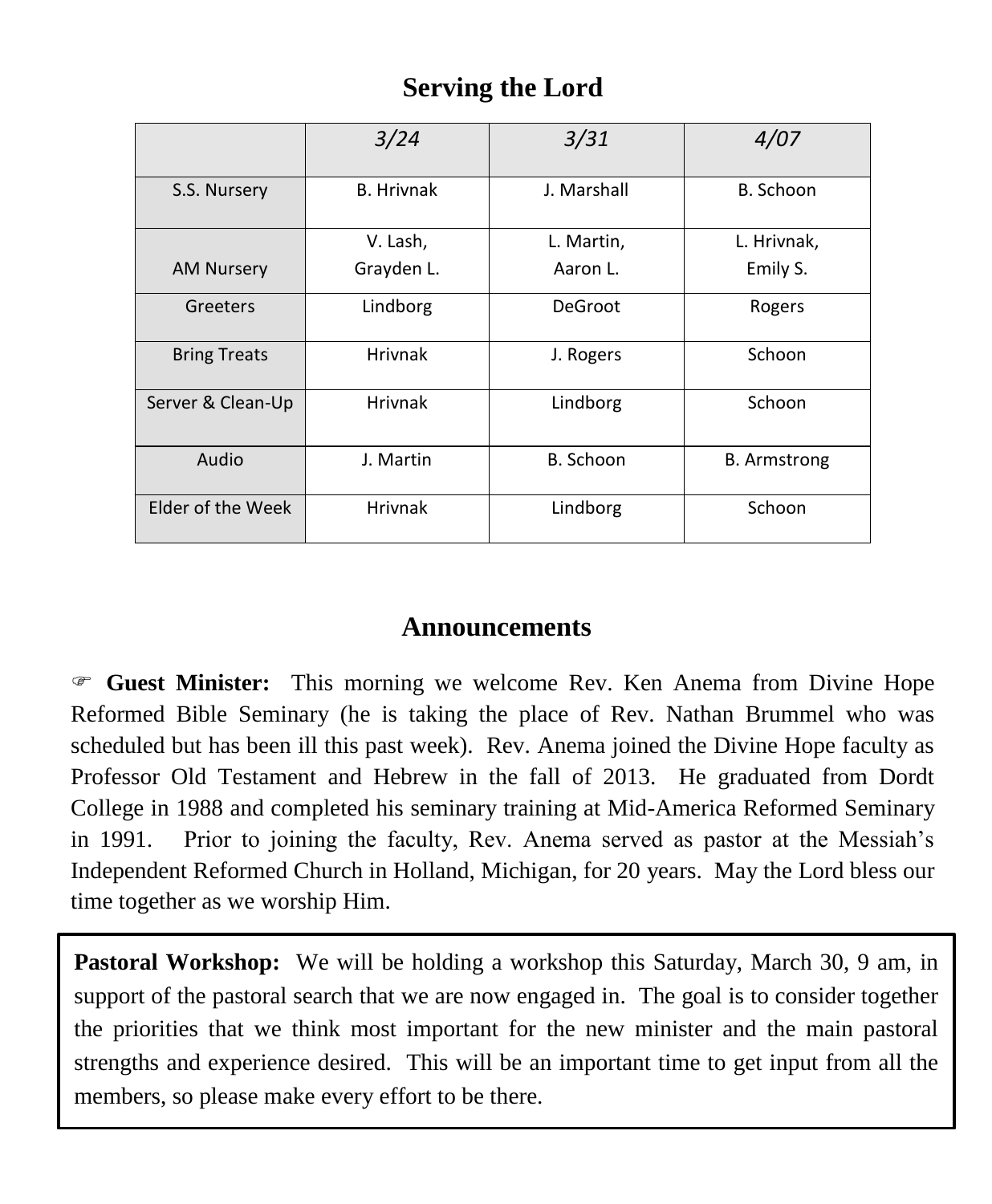## Serving the Lord

| | *3/24* | *3/31* | *4/07* |
|---|---|---|---|
| S.S. Nursery | B. Hrivnak | J. Marshall | B. Schoon |
| AM Nursery | V. Lash, Grayden L. | L. Martin, Aaron L. | L. Hrivnak, Emily S. |
| Greeters | Lindborg | DeGroot | Rogers |
| Bring Treats | Hrivnak | J. Rogers | Schoon |
| Server & Clean-Up | Hrivnak | Lindborg | Schoon |
| Audio | J. Martin | B. Schoon | B. Armstrong |
| Elder of the Week | Hrivnak | Lindborg | Schoon |

## Announcements

☞ **Guest Minister:** This morning we welcome Rev. Ken Anema from Divine Hope Reformed Bible Seminary (he is taking the place of Rev. Nathan Brummel who was scheduled but has been ill this past week). Rev. Anema joined the Divine Hope faculty as Professor Old Testament and Hebrew in the fall of 2013. He graduated from Dordt College in 1988 and completed his seminary training at Mid-America Reformed Seminary in 1991. Prior to joining the faculty, Rev. Anema served as pastor at the Messiah's Independent Reformed Church in Holland, Michigan, for 20 years. May the Lord bless our time together as we worship Him.

**Pastoral Workshop:** We will be holding a workshop this Saturday, March 30, 9 am, in support of the pastoral search that we are now engaged in. The goal is to consider together the priorities that we think most important for the new minister and the main pastoral strengths and experience desired. This will be an important time to get input from all the members, so please make every effort to be there.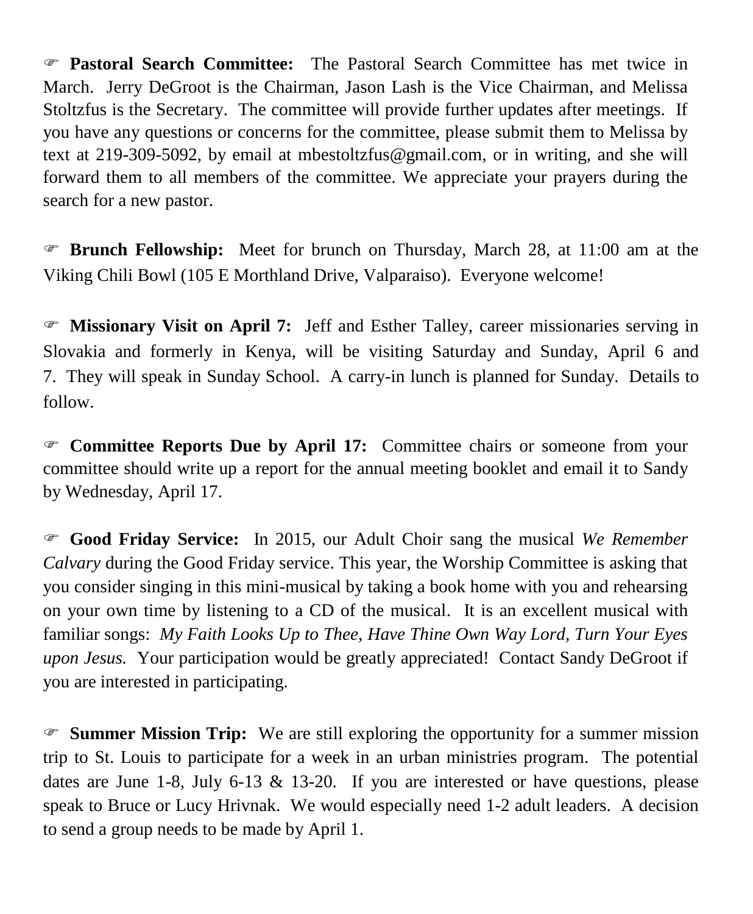☞ **Pastoral Search Committee:** The Pastoral Search Committee has met twice in March. Jerry DeGroot is the Chairman, Jason Lash is the Vice Chairman, and Melissa Stoltzfus is the Secretary. The committee will provide further updates after meetings. If you have any questions or concerns for the committee, please submit them to Melissa by text at 219-309-5092, by email at mbestoltzfus@gmail.com, or in writing, and she will forward them to all members of the committee. We appreciate your prayers during the search for a new pastor.

☞ **Brunch Fellowship:** Meet for brunch on Thursday, March 28, at 11:00 am at the Viking Chili Bowl (105 E Morthland Drive, Valparaiso). Everyone welcome!

☞ **Missionary Visit on April 7:** Jeff and Esther Talley, career missionaries serving in Slovakia and formerly in Kenya, will be visiting Saturday and Sunday, April 6 and 7. They will speak in Sunday School. A carry-in lunch is planned for Sunday. Details to follow.

☞ **Committee Reports Due by April 17:** Committee chairs or someone from your committee should write up a report for the annual meeting booklet and email it to Sandy by Wednesday, April 17.

☞ **Good Friday Service:** In 2015, our Adult Choir sang the musical *We Remember Calvary* during the Good Friday service. This year, the Worship Committee is asking that you consider singing in this mini-musical by taking a book home with you and rehearsing on your own time by listening to a CD of the musical. It is an excellent musical with familiar songs: *My Faith Looks Up to Thee, Have Thine Own Way Lord, Turn Your Eyes upon Jesus.* Your participation would be greatly appreciated! Contact Sandy DeGroot if you are interested in participating.

☞ **Summer Mission Trip:** We are still exploring the opportunity for a summer mission trip to St. Louis to participate for a week in an urban ministries program. The potential dates are June 1-8, July 6-13 & 13-20. If you are interested or have questions, please speak to Bruce or Lucy Hrivnak. We would especially need 1-2 adult leaders. A decision to send a group needs to be made by April 1.